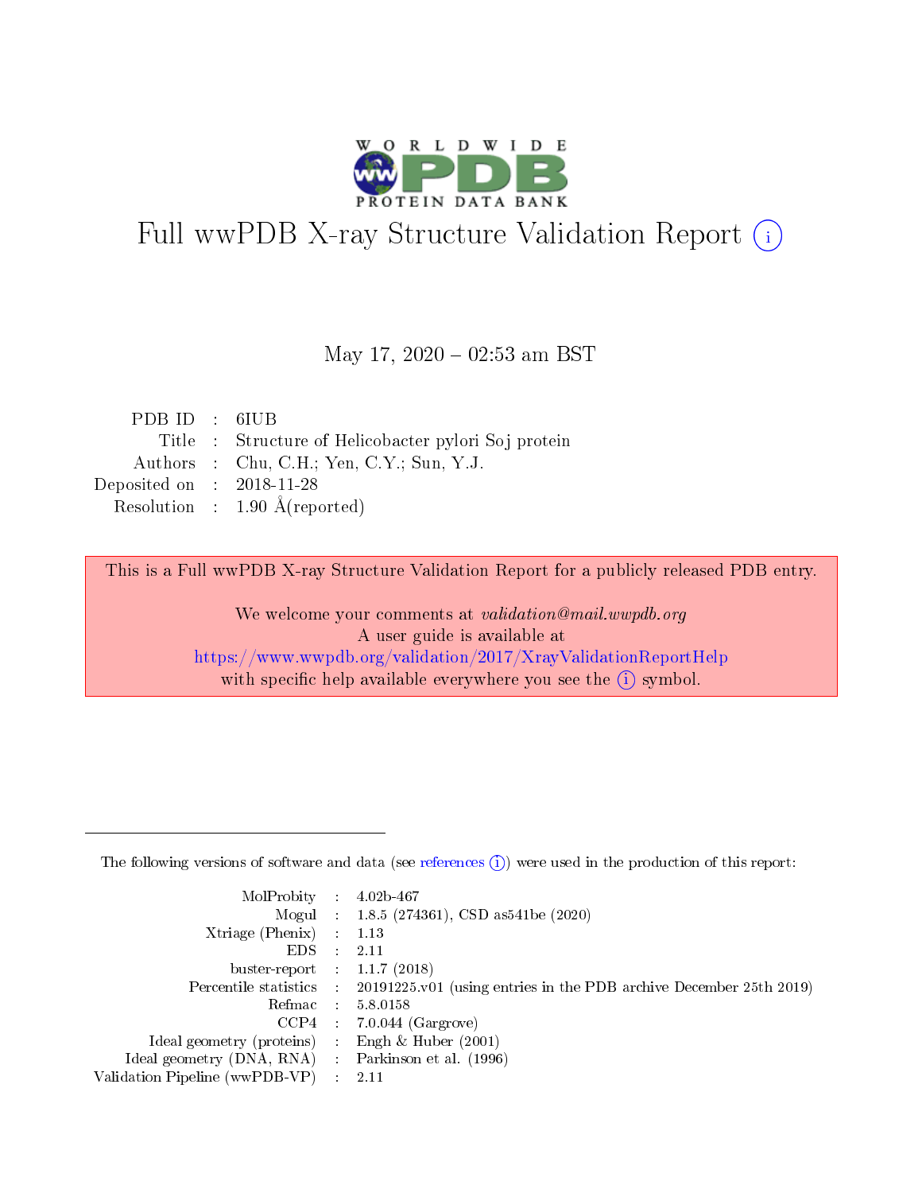# Full wwPDB X-ray Structure Validation Report (i)

May 17, 2020 – 02:53 am BST

| | | |
|---|---|---|
| PDB ID | : | 6IUB |
| Title | : | Structure of Helicobacter pylori Soj protein |
| Authors | : | Chu, C.H.; Yen, C.Y.; Sun, Y.J. |
| Deposited on | : | 2018-11-28 |
| Resolution | : | 1.90 Å(reported) |

This is a Full wwPDB X-ray Structure Validation Report for a publicly released PDB entry.

We welcome your comments at *validation@mail.wwpdb.org*
A user guide is available at
https://www.wwpdb.org/validation/2017/XrayValidationReportHelp
with specific help available everywhere you see the (i) symbol.

---

The following versions of software and data (see references (i)) were used in the production of this report:

| | | |
|---|---|---|
| MolProbity | : | 4.02b-467 |
| Mogul | : | 1.8.5 (274361), CSD as541be (2020) |
| Xtriage (Phenix) | : | 1.13 |
| EDS | : | 2.11 |
| buster-report | : | 1.1.7 (2018) |
| Percentile statistics | : | 20191225.v01 (using entries in the PDB archive December 25th 2019) |
| Refmac | : | 5.8.0158 |
| CCP4 | : | 7.0.044 (Gargrove) |
| Ideal geometry (proteins) | : | Engh & Huber (2001) |
| Ideal geometry (DNA, RNA) | : | Parkinson et al. (1996) |
| Validation Pipeline (wwPDB-VP) | : | 2.11 |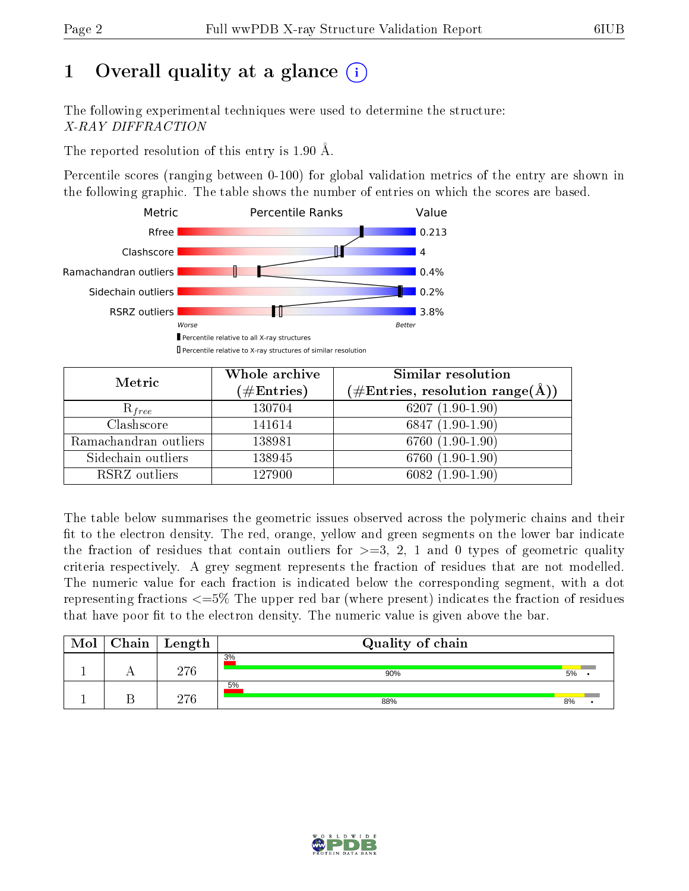# 1 Overall quality at a glance

The following experimental techniques were used to determine the structure:
*X-RAY DIFFRACTION*

The reported resolution of this entry is 1.90 Å.

Percentile scores (ranging between 0-100) for global validation metrics of the entry are shown in the following graphic. The table shows the number of entries on which the scores are based.

| Metric | Value |
|---|---|
| Rfree | 0.213 |
| Clashscore | 4 |
| Ramachandran outliers | 0.4% |
| Sidechain outliers | 0.2% |
| RSRZ outliers | 3.8% |

Worse — Better

▮ Percentile relative to all X-ray structures
▯ Percentile relative to X-ray structures of similar resolution

| Metric | Whole archive (#Entries) | Similar resolution (#Entries, resolution range(Å)) |
|---|---|---|
| $R_{free}$ | 130704 | 6207 (1.90-1.90) |
| Clashscore | 141614 | 6847 (1.90-1.90) |
| Ramachandran outliers | 138981 | 6760 (1.90-1.90) |
| Sidechain outliers | 138945 | 6760 (1.90-1.90) |
| RSRZ outliers | 127900 | 6082 (1.90-1.90) |

The table below summarises the geometric issues observed across the polymeric chains and their fit to the electron density. The red, orange, yellow and green segments on the lower bar indicate the fraction of residues that contain outliers for >=3, 2, 1 and 0 types of geometric quality criteria respectively. A grey segment represents the fraction of residues that are not modelled. The numeric value for each fraction is indicated below the corresponding segment, with a dot representing fractions <=5% The upper red bar (where present) indicates the fraction of residues that have poor fit to the electron density. The numeric value is given above the bar.

| Mol | Chain | Length | Quality of chain |
|---|---|---|---|
| 1 | A | 276 | 3% (poor fit); 90%, 5%, • |
| 1 | B | 276 | 5% (poor fit); 88%, 8%, • |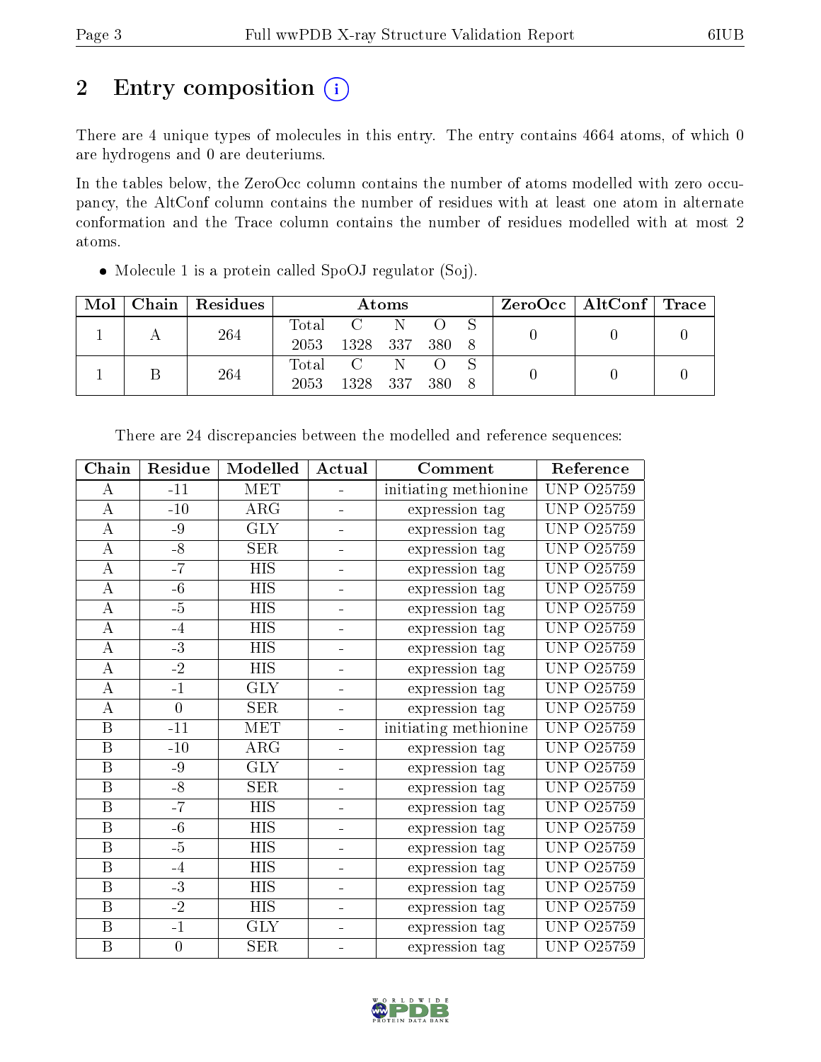# 2 Entry composition (i)

There are 4 unique types of molecules in this entry. The entry contains 4664 atoms, of which 0 are hydrogens and 0 are deuteriums.

In the tables below, the ZeroOcc column contains the number of atoms modelled with zero occupancy, the AltConf column contains the number of residues with at least one atom in alternate conformation and the Trace column contains the number of residues modelled with at most 2 atoms.

- Molecule 1 is a protein called SpoOJ regulator (Soj).

| Mol | Chain | Residues | Atoms | | | | | ZeroOcc | AltConf | Trace |
|---|---|---|---|---|---|---|---|---|---|---|
| 1 | A | 264 | Total 2053 | C 1328 | N 337 | O 380 | S 8 | 0 | 0 | 0 |
| 1 | B | 264 | Total 2053 | C 1328 | N 337 | O 380 | S 8 | 0 | 0 | 0 |

There are 24 discrepancies between the modelled and reference sequences:

| Chain | Residue | Modelled | Actual | Comment | Reference |
|---|---|---|---|---|---|
| A | -11 | MET | - | initiating methionine | UNP O25759 |
| A | -10 | ARG | - | expression tag | UNP O25759 |
| A | -9 | GLY | - | expression tag | UNP O25759 |
| A | -8 | SER | - | expression tag | UNP O25759 |
| A | -7 | HIS | - | expression tag | UNP O25759 |
| A | -6 | HIS | - | expression tag | UNP O25759 |
| A | -5 | HIS | - | expression tag | UNP O25759 |
| A | -4 | HIS | - | expression tag | UNP O25759 |
| A | -3 | HIS | - | expression tag | UNP O25759 |
| A | -2 | HIS | - | expression tag | UNP O25759 |
| A | -1 | GLY | - | expression tag | UNP O25759 |
| A | 0 | SER | - | expression tag | UNP O25759 |
| B | -11 | MET | - | initiating methionine | UNP O25759 |
| B | -10 | ARG | - | expression tag | UNP O25759 |
| B | -9 | GLY | - | expression tag | UNP O25759 |
| B | -8 | SER | - | expression tag | UNP O25759 |
| B | -7 | HIS | - | expression tag | UNP O25759 |
| B | -6 | HIS | - | expression tag | UNP O25759 |
| B | -5 | HIS | - | expression tag | UNP O25759 |
| B | -4 | HIS | - | expression tag | UNP O25759 |
| B | -3 | HIS | - | expression tag | UNP O25759 |
| B | -2 | HIS | - | expression tag | UNP O25759 |
| B | -1 | GLY | - | expression tag | UNP O25759 |
| B | 0 | SER | - | expression tag | UNP O25759 |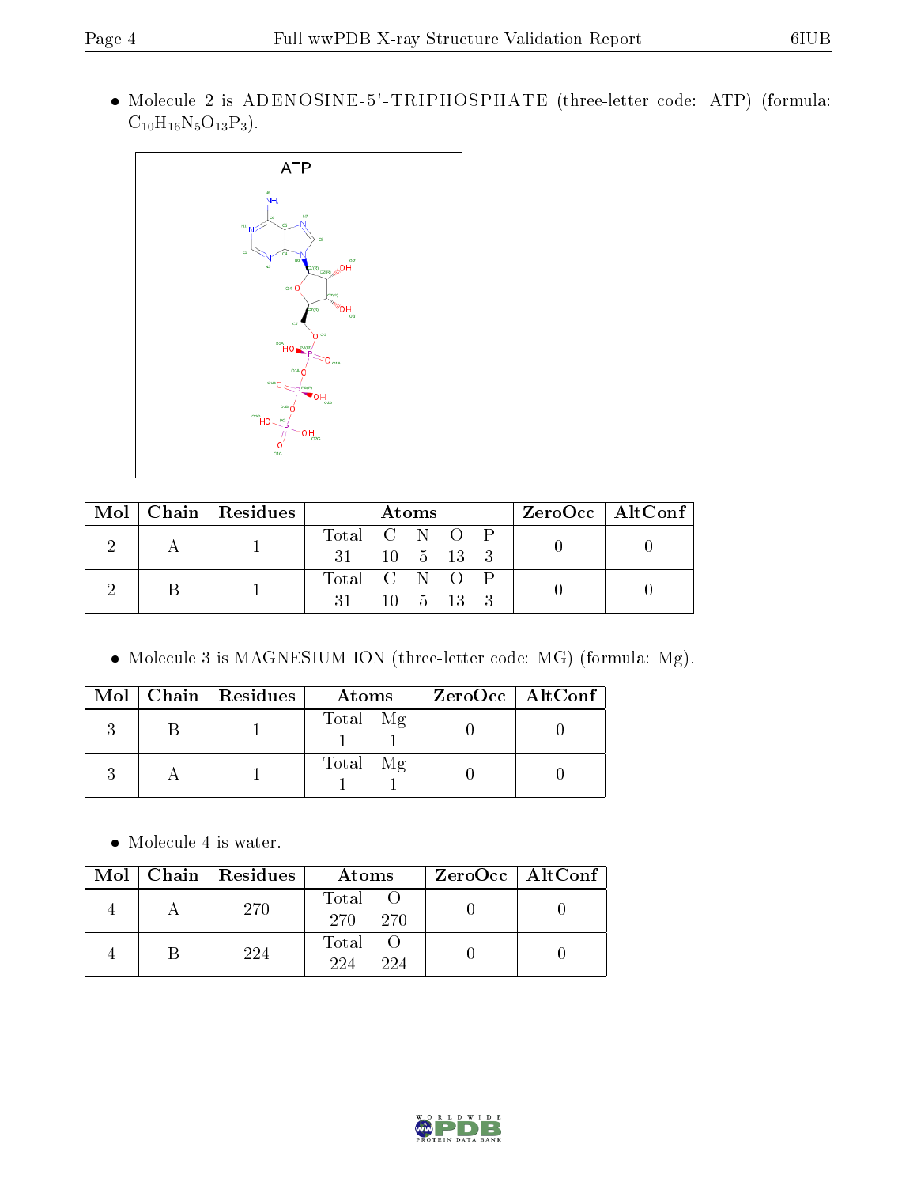- Molecule 2 is ADENOSINE-5'-TRIPHOSPHATE (three-letter code: ATP) (formula: $C_{10}H_{16}N_5O_{13}P_3$).

| Mol | Chain | Residues | Atoms | ZeroOcc | AltConf |
|---|---|---|---|---|---|
| 2 | A | 1 | Total C N O P<br>31 10 5 13 3 | 0 | 0 |
| 2 | B | 1 | Total C N O P<br>31 10 5 13 3 | 0 | 0 |

- Molecule 3 is MAGNESIUM ION (three-letter code: MG) (formula: Mg).

| Mol | Chain | Residues | Atoms | ZeroOcc | AltConf |
|---|---|---|---|---|---|
| 3 | B | 1 | Total Mg<br>1 1 | 0 | 0 |
| 3 | A | 1 | Total Mg<br>1 1 | 0 | 0 |

- Molecule 4 is water.

| Mol | Chain | Residues | Atoms | ZeroOcc | AltConf |
|---|---|---|---|---|---|
| 4 | A | 270 | Total O<br>270 270 | 0 | 0 |
| 4 | B | 224 | Total O<br>224 224 | 0 | 0 |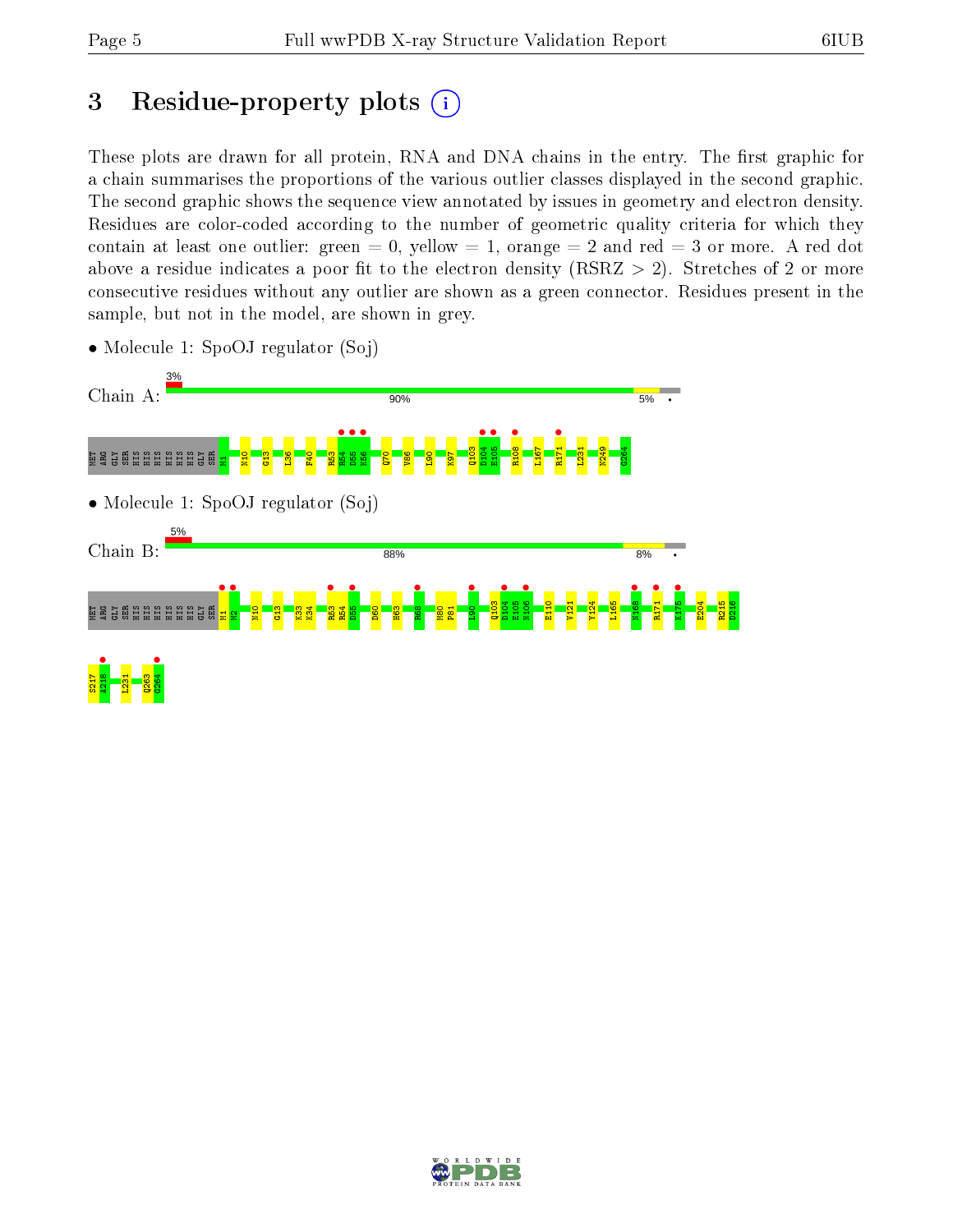# 3 Residue-property plots

These plots are drawn for all protein, RNA and DNA chains in the entry. The first graphic for a chain summarises the proportions of the various outlier classes displayed in the second graphic. The second graphic shows the sequence view annotated by issues in geometry and electron density. Residues are color-coded according to the number of geometric quality criteria for which they contain at least one outlier: green = 0, yellow = 1, orange = 2 and red = 3 or more. A red dot above a residue indicates a poor fit to the electron density (RSRZ > 2). Stretches of 2 or more consecutive residues without any outlier are shown as a green connector. Residues present in the sample, but not in the model, are shown in grey.

- Molecule 1: SpoOJ regulator (Soj)

Chain A: 3% | 90% | 5% | •

MET ARG GLY SER HIS HIS HIS HIS HIS HIS GLY SER M1 N10 G13 L36 F40 R53 R54 D55 K56 Q70 V86 L90 K97 Q103 D104 E105 R108 L167 R171 L231 N249 G264

- Molecule 1: SpoOJ regulator (Soj)

Chain B: 5% | 88% | 8% | •

MET ARG GLY SER HIS HIS HIS HIS HIS HIS GLY SER M1 M2 N10 G13 K33 K34 R53 R54 D55 D60 H63 R68 M80 P81 L90 Q103 D104 E105 N106 E110 V121 Y124 L165 N168 R171 K175 E204 R215 D216 S217 A218 L231 Q263 G264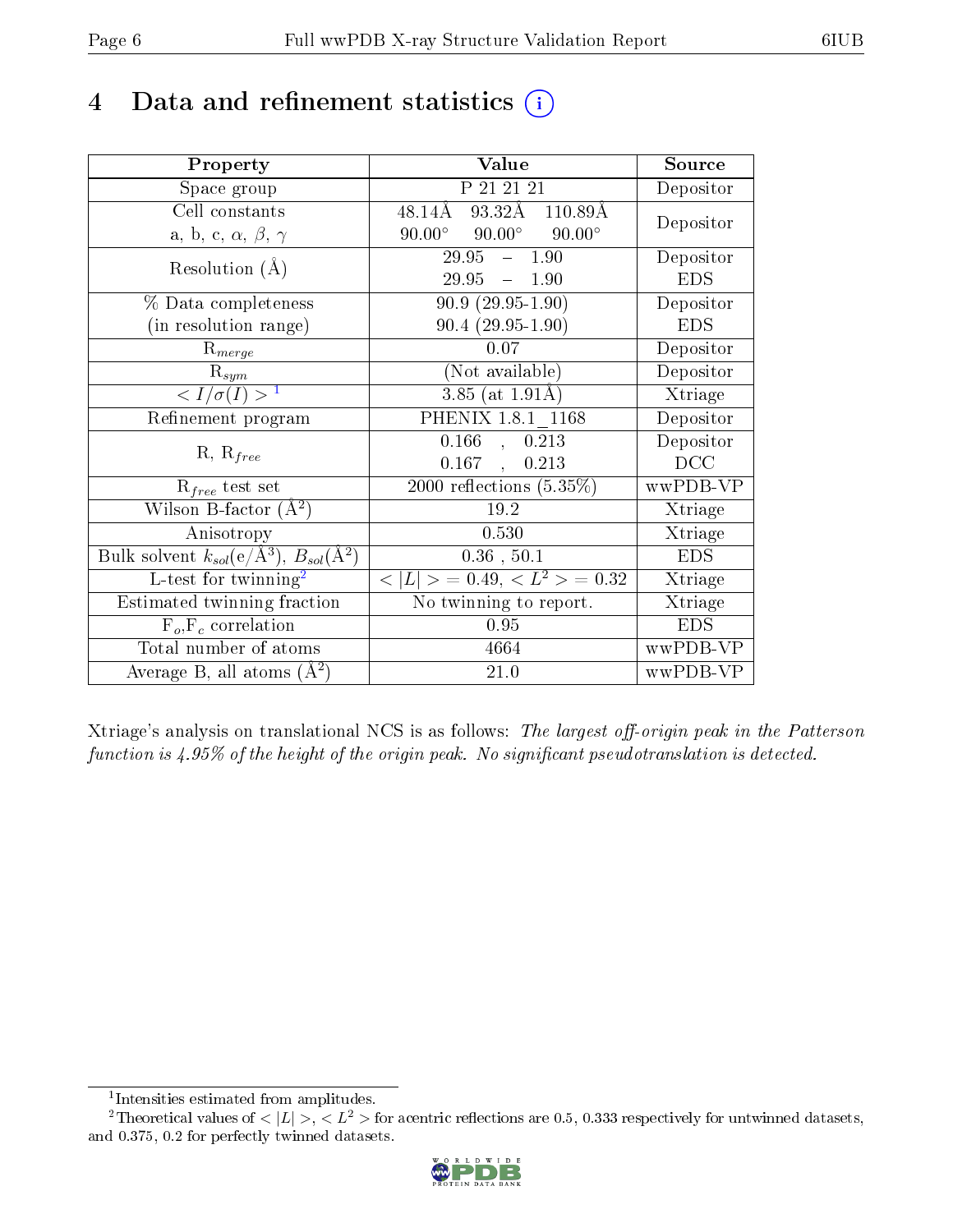# 4 Data and refinement statistics (i)

| Property | Value | Source |
|---|---|---|
| Space group | P 21 21 21 | Depositor |
| Cell constants<br>a, b, c, $\alpha$, $\beta$, $\gamma$ | 48.14Å 93.32Å 110.89Å<br>90.00° 90.00° 90.00° | Depositor |
| Resolution (Å) | 29.95 – 1.90<br>29.95 – 1.90 | Depositor<br>EDS |
| % Data completeness<br>(in resolution range) | 90.9 (29.95-1.90)<br>90.4 (29.95-1.90) | Depositor<br>EDS |
| $R_{merge}$ | 0.07 | Depositor |
| $R_{sym}$ | (Not available) | Depositor |
| $< I/\sigma(I) >$ [1] | 3.85 (at 1.91Å) | Xtriage |
| Refinement program | PHENIX 1.8.1_1168 | Depositor |
| R, $R_{free}$ | 0.166 , 0.213<br>0.167 , 0.213 | Depositor<br>DCC |
| $R_{free}$ test set | 2000 reflections (5.35%) | wwPDB-VP |
| Wilson B-factor (Å$^2$) | 19.2 | Xtriage |
| Anisotropy | 0.530 | Xtriage |
| Bulk solvent $k_{sol}$(e/Å$^3$), $B_{sol}$(Å$^2$) | 0.36 , 50.1 | EDS |
| L-test for twinning[2] | $< \|L\| >$ = 0.49, $< L^2 >$ = 0.32 | Xtriage |
| Estimated twinning fraction | No twinning to report. | Xtriage |
| $F_o$,$F_c$ correlation | 0.95 | EDS |
| Total number of atoms | 4664 | wwPDB-VP |
| Average B, all atoms (Å$^2$) | 21.0 | wwPDB-VP |

Xtriage's analysis on translational NCS is as follows: *The largest off-origin peak in the Patterson function is 4.95% of the height of the origin peak. No significant pseudotranslation is detected.*

[1] Intensities estimated from amplitudes.

[2] Theoretical values of $< |L| >$, $< L^2 >$ for acentric reflections are 0.5, 0.333 respectively for untwinned datasets, and 0.375, 0.2 for perfectly twinned datasets.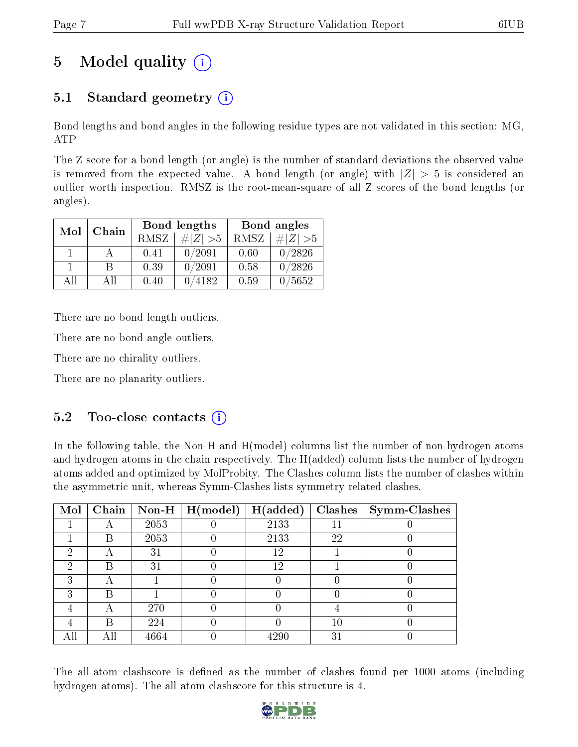# 5 Model quality

## 5.1 Standard geometry

Bond lengths and bond angles in the following residue types are not validated in this section: MG, ATP

The Z score for a bond length (or angle) is the number of standard deviations the observed value is removed from the expected value. A bond length (or angle) with $|Z| > 5$ is considered an outlier worth inspection. RMSZ is the root-mean-square of all Z scores of the bond lengths (or angles).

| Mol | Chain | Bond lengths | | Bond angles | |
|---|---|---|---|---|---|
| | | RMSZ | #$\|Z\|$ >5 | RMSZ | #$\|Z\|$ >5 |
| 1 | A | 0.41 | 0/2091 | 0.60 | 0/2826 |
| 1 | B | 0.39 | 0/2091 | 0.58 | 0/2826 |
| All | All | 0.40 | 0/4182 | 0.59 | 0/5652 |

There are no bond length outliers.

There are no bond angle outliers.

There are no chirality outliers.

There are no planarity outliers.

## 5.2 Too-close contacts

In the following table, the Non-H and H(model) columns list the number of non-hydrogen atoms and hydrogen atoms in the chain respectively. The H(added) column lists the number of hydrogen atoms added and optimized by MolProbity. The Clashes column lists the number of clashes within the asymmetric unit, whereas Symm-Clashes lists symmetry related clashes.

| Mol | Chain | Non-H | H(model) | H(added) | Clashes | Symm-Clashes |
|---|---|---|---|---|---|---|
| 1 | A | 2053 | 0 | 2133 | 11 | 0 |
| 1 | B | 2053 | 0 | 2133 | 22 | 0 |
| 2 | A | 31 | 0 | 12 | 1 | 0 |
| 2 | B | 31 | 0 | 12 | 1 | 0 |
| 3 | A | 1 | 0 | 0 | 0 | 0 |
| 3 | B | 1 | 0 | 0 | 0 | 0 |
| 4 | A | 270 | 0 | 0 | 4 | 0 |
| 4 | B | 224 | 0 | 0 | 10 | 0 |
| All | All | 4664 | 0 | 4290 | 31 | 0 |

The all-atom clashscore is defined as the number of clashes found per 1000 atoms (including hydrogen atoms). The all-atom clashscore for this structure is 4.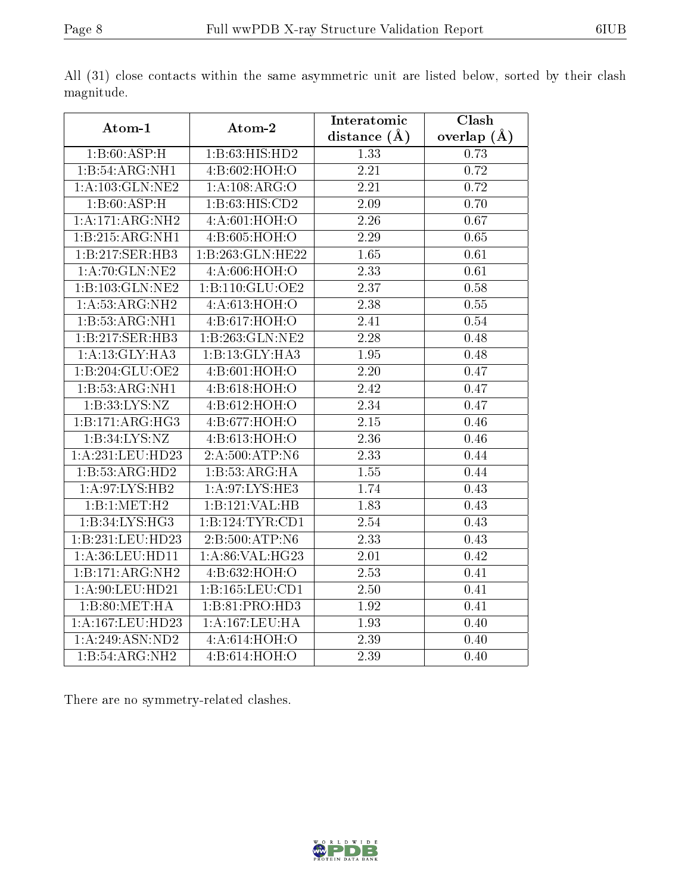All (31) close contacts within the same asymmetric unit are listed below, sorted by their clash magnitude.

| Atom-1 | Atom-2 | Interatomic distance (Å) | Clash overlap (Å) |
|---|---|---|---|
| 1:B:60:ASP:H | 1:B:63:HIS:HD2 | 1.33 | 0.73 |
| 1:B:54:ARG:NH1 | 4:B:602:HOH:O | 2.21 | 0.72 |
| 1:A:103:GLN:NE2 | 1:A:108:ARG:O | 2.21 | 0.72 |
| 1:B:60:ASP:H | 1:B:63:HIS:CD2 | 2.09 | 0.70 |
| 1:A:171:ARG:NH2 | 4:A:601:HOH:O | 2.26 | 0.67 |
| 1:B:215:ARG:NH1 | 4:B:605:HOH:O | 2.29 | 0.65 |
| 1:B:217:SER:HB3 | 1:B:263:GLN:HE22 | 1.65 | 0.61 |
| 1:A:70:GLN:NE2 | 4:A:606:HOH:O | 2.33 | 0.61 |
| 1:B:103:GLN:NE2 | 1:B:110:GLU:OE2 | 2.37 | 0.58 |
| 1:A:53:ARG:NH2 | 4:A:613:HOH:O | 2.38 | 0.55 |
| 1:B:53:ARG:NH1 | 4:B:617:HOH:O | 2.41 | 0.54 |
| 1:B:217:SER:HB3 | 1:B:263:GLN:NE2 | 2.28 | 0.48 |
| 1:A:13:GLY:HA3 | 1:B:13:GLY:HA3 | 1.95 | 0.48 |
| 1:B:204:GLU:OE2 | 4:B:601:HOH:O | 2.20 | 0.47 |
| 1:B:53:ARG:NH1 | 4:B:618:HOH:O | 2.42 | 0.47 |
| 1:B:33:LYS:NZ | 4:B:612:HOH:O | 2.34 | 0.47 |
| 1:B:171:ARG:HG3 | 4:B:677:HOH:O | 2.15 | 0.46 |
| 1:B:34:LYS:NZ | 4:B:613:HOH:O | 2.36 | 0.46 |
| 1:A:231:LEU:HD23 | 2:A:500:ATP:N6 | 2.33 | 0.44 |
| 1:B:53:ARG:HD2 | 1:B:53:ARG:HA | 1.55 | 0.44 |
| 1:A:97:LYS:HB2 | 1:A:97:LYS:HE3 | 1.74 | 0.43 |
| 1:B:1:MET:H2 | 1:B:121:VAL:HB | 1.83 | 0.43 |
| 1:B:34:LYS:HG3 | 1:B:124:TYR:CD1 | 2.54 | 0.43 |
| 1:B:231:LEU:HD23 | 2:B:500:ATP:N6 | 2.33 | 0.43 |
| 1:A:36:LEU:HD11 | 1:A:86:VAL:HG23 | 2.01 | 0.42 |
| 1:B:171:ARG:NH2 | 4:B:632:HOH:O | 2.53 | 0.41 |
| 1:A:90:LEU:HD21 | 1:B:165:LEU:CD1 | 2.50 | 0.41 |
| 1:B:80:MET:HA | 1:B:81:PRO:HD3 | 1.92 | 0.41 |
| 1:A:167:LEU:HD23 | 1:A:167:LEU:HA | 1.93 | 0.40 |
| 1:A:249:ASN:ND2 | 4:A:614:HOH:O | 2.39 | 0.40 |
| 1:B:54:ARG:NH2 | 4:B:614:HOH:O | 2.39 | 0.40 |

There are no symmetry-related clashes.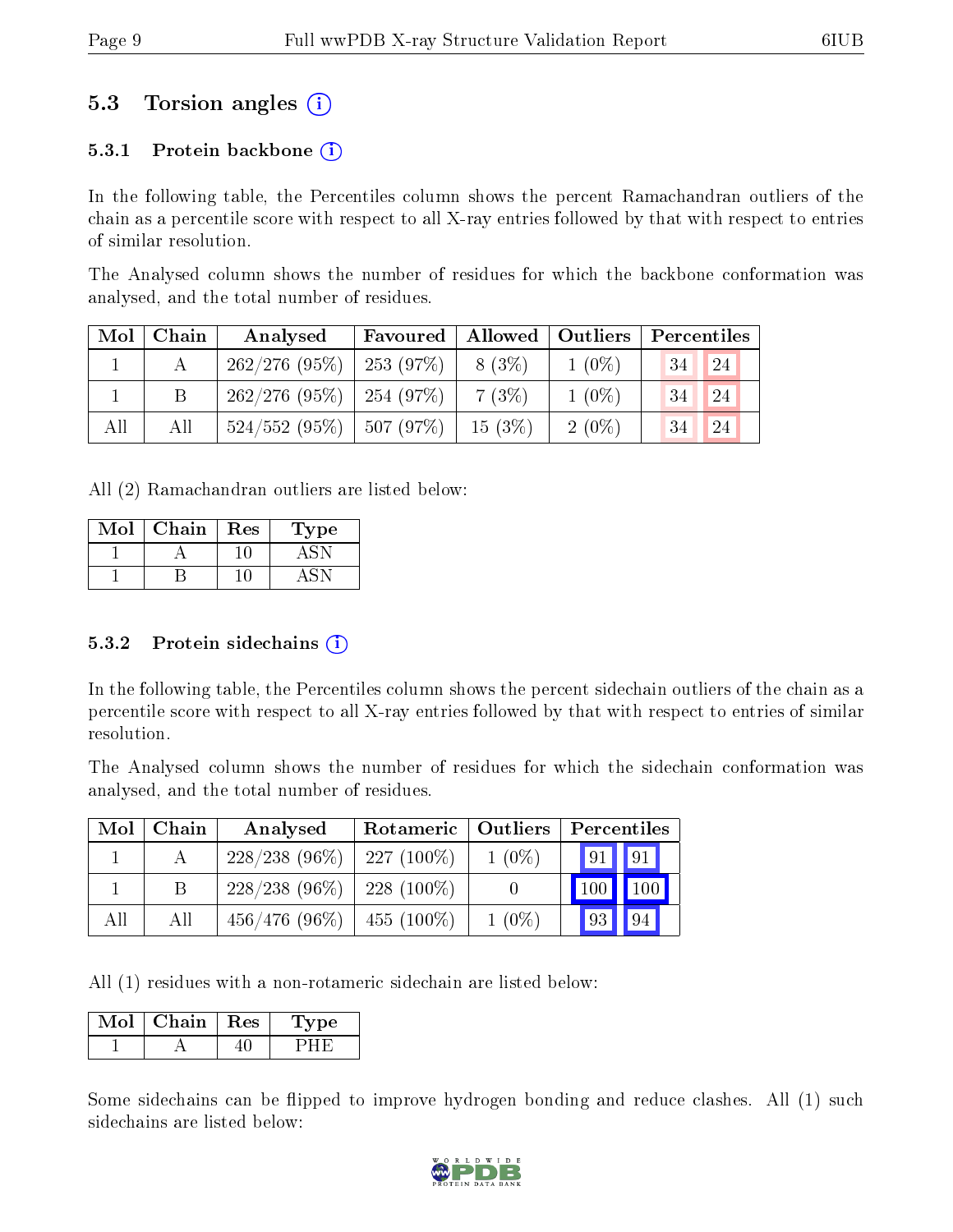## 5.3 Torsion angles

### 5.3.1 Protein backbone

In the following table, the Percentiles column shows the percent Ramachandran outliers of the chain as a percentile score with respect to all X-ray entries followed by that with respect to entries of similar resolution.

The Analysed column shows the number of residues for which the backbone conformation was analysed, and the total number of residues.

| Mol | Chain | Analysed | Favoured | Allowed | Outliers | Percentiles | |
|---|---|---|---|---|---|---|---|
| 1 | A | 262/276 (95%) | 253 (97%) | 8 (3%) | 1 (0%) | 34 | 24 |
| 1 | B | 262/276 (95%) | 254 (97%) | 7 (3%) | 1 (0%) | 34 | 24 |
| All | All | 524/552 (95%) | 507 (97%) | 15 (3%) | 2 (0%) | 34 | 24 |

All (2) Ramachandran outliers are listed below:

| Mol | Chain | Res | Type |
|---|---|---|---|
| 1 | A | 10 | ASN |
| 1 | B | 10 | ASN |

### 5.3.2 Protein sidechains

In the following table, the Percentiles column shows the percent sidechain outliers of the chain as a percentile score with respect to all X-ray entries followed by that with respect to entries of similar resolution.

The Analysed column shows the number of residues for which the sidechain conformation was analysed, and the total number of residues.

| Mol | Chain | Analysed | Rotameric | Outliers | Percentiles | |
|---|---|---|---|---|---|---|
| 1 | A | 228/238 (96%) | 227 (100%) | 1 (0%) | 91 | 91 |
| 1 | B | 228/238 (96%) | 228 (100%) | 0 | 100 | 100 |
| All | All | 456/476 (96%) | 455 (100%) | 1 (0%) | 93 | 94 |

All (1) residues with a non-rotameric sidechain are listed below:

| Mol | Chain | Res | Type |
|---|---|---|---|
| 1 | A | 40 | PHE |

Some sidechains can be flipped to improve hydrogen bonding and reduce clashes. All (1) such sidechains are listed below: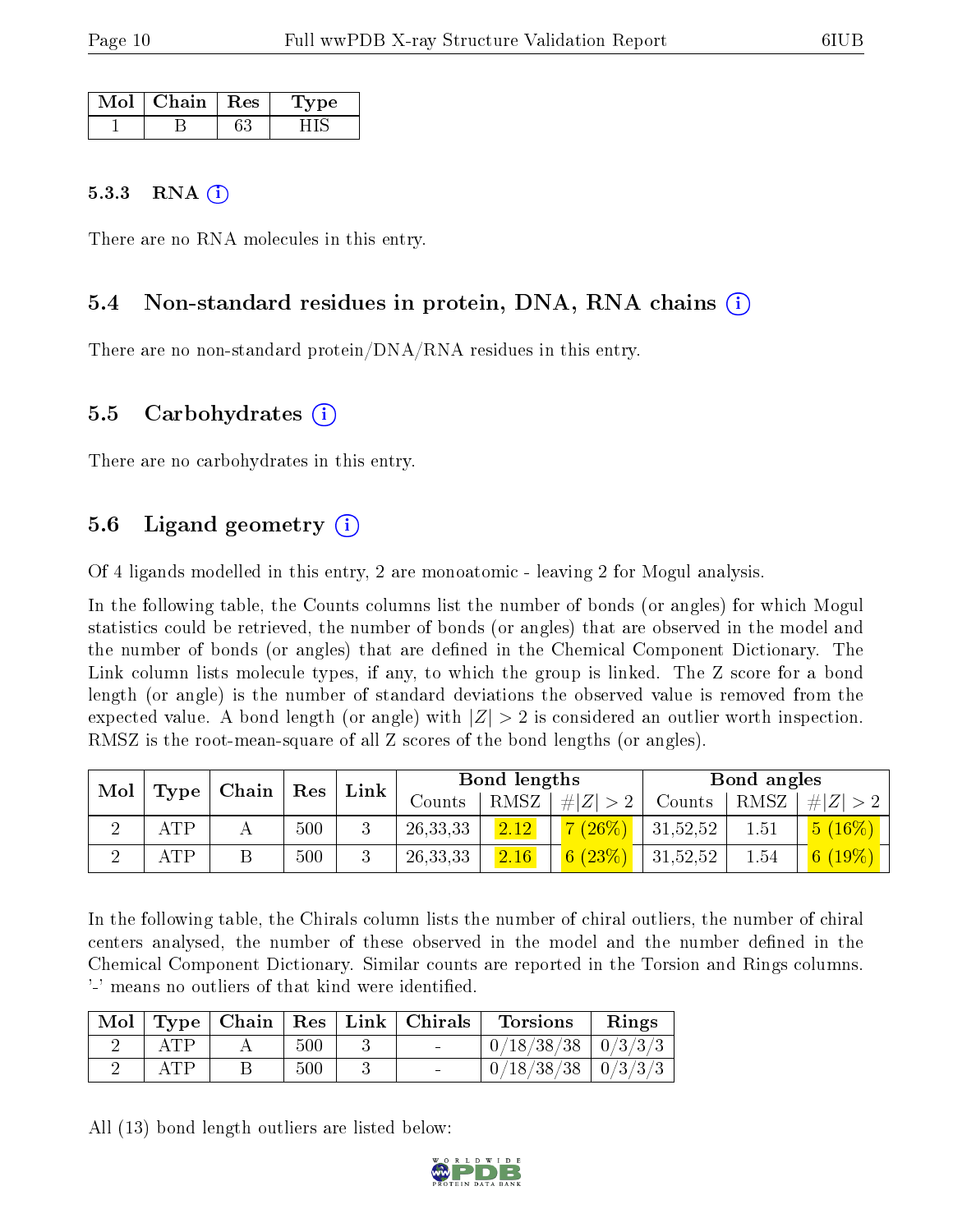| Mol | Chain | Res | Type |
|---|---|---|---|
| 1 | B | 63 | HIS |

#### 5.3.3 RNA

There are no RNA molecules in this entry.

### 5.4 Non-standard residues in protein, DNA, RNA chains

There are no non-standard protein/DNA/RNA residues in this entry.

### 5.5 Carbohydrates

There are no carbohydrates in this entry.

### 5.6 Ligand geometry

Of 4 ligands modelled in this entry, 2 are monoatomic - leaving 2 for Mogul analysis.

In the following table, the Counts columns list the number of bonds (or angles) for which Mogul statistics could be retrieved, the number of bonds (or angles) that are observed in the model and the number of bonds (or angles) that are defined in the Chemical Component Dictionary. The Link column lists molecule types, if any, to which the group is linked. The Z score for a bond length (or angle) is the number of standard deviations the observed value is removed from the expected value. A bond length (or angle) with $|Z| > 2$ is considered an outlier worth inspection. RMSZ is the root-mean-square of all Z scores of the bond lengths (or angles).

| Mol | Type | Chain | Res | Link | Bond lengths | | | Bond angles | | |
|---|---|---|---|---|---|---|---|---|---|---|
| | | | | | Counts | RMSZ | $\#\|Z\| > 2$ | Counts | RMSZ | $\#\|Z\| > 2$ |
| 2 | ATP | A | 500 | 3 | 26,33,33 | 2.12 | 7 (26%) | 31,52,52 | 1.51 | 5 (16%) |
| 2 | ATP | B | 500 | 3 | 26,33,33 | 2.16 | 6 (23%) | 31,52,52 | 1.54 | 6 (19%) |

In the following table, the Chirals column lists the number of chiral outliers, the number of chiral centers analysed, the number of these observed in the model and the number defined in the Chemical Component Dictionary. Similar counts are reported in the Torsion and Rings columns. '-' means no outliers of that kind were identified.

| Mol | Type | Chain | Res | Link | Chirals | Torsions | Rings |
|---|---|---|---|---|---|---|---|
| 2 | ATP | A | 500 | 3 | - | 0/18/38/38 | 0/3/3/3 |
| 2 | ATP | B | 500 | 3 | - | 0/18/38/38 | 0/3/3/3 |

All (13) bond length outliers are listed below: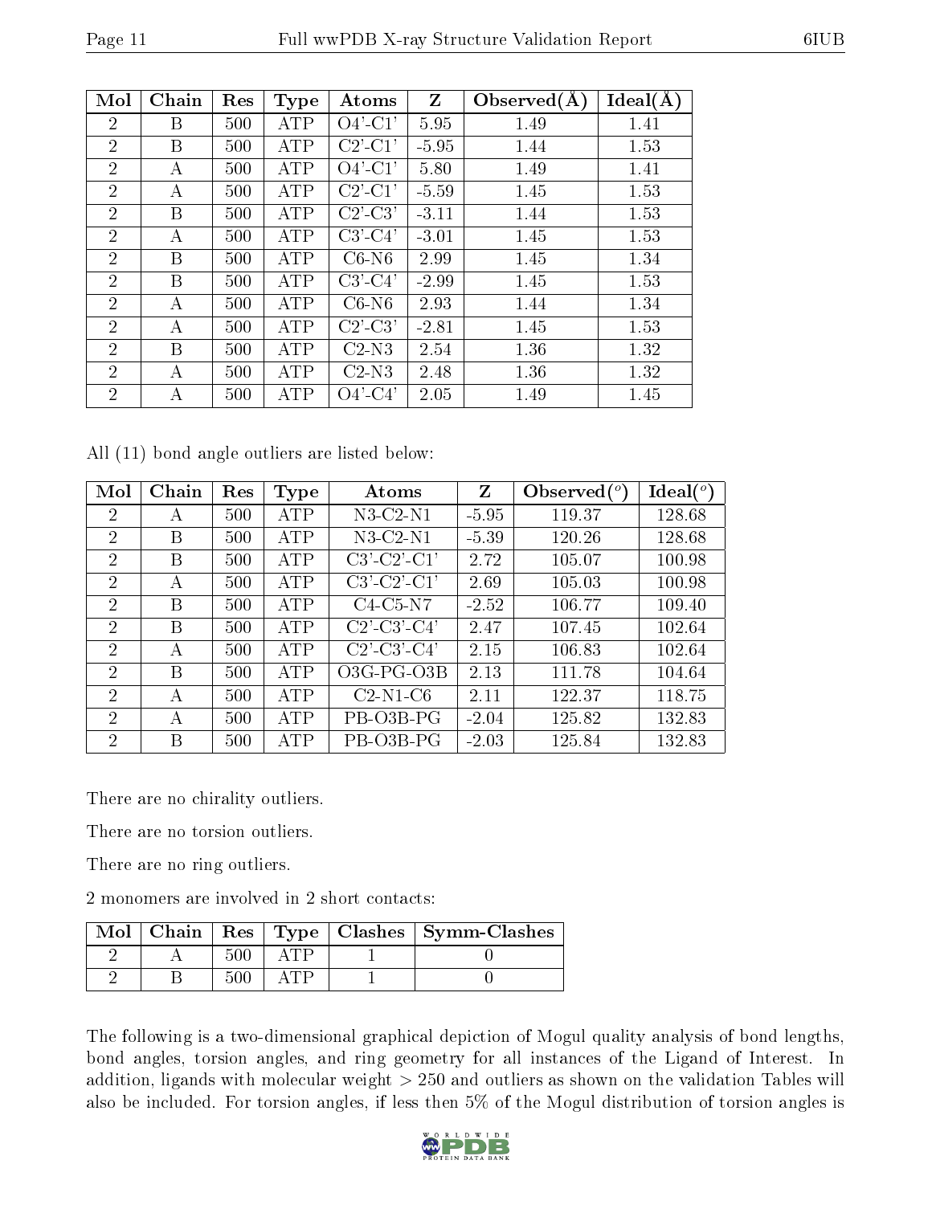| Mol | Chain | Res | Type | Atoms | Z | Observed(Å) | Ideal(Å) |
|---|---|---|---|---|---|---|---|
| 2 | B | 500 | ATP | O4'-C1' | 5.95 | 1.49 | 1.41 |
| 2 | B | 500 | ATP | C2'-C1' | -5.95 | 1.44 | 1.53 |
| 2 | A | 500 | ATP | O4'-C1' | 5.80 | 1.49 | 1.41 |
| 2 | A | 500 | ATP | C2'-C1' | -5.59 | 1.45 | 1.53 |
| 2 | B | 500 | ATP | C2'-C3' | -3.11 | 1.44 | 1.53 |
| 2 | A | 500 | ATP | C3'-C4' | -3.01 | 1.45 | 1.53 |
| 2 | B | 500 | ATP | C6-N6 | 2.99 | 1.45 | 1.34 |
| 2 | B | 500 | ATP | C3'-C4' | -2.99 | 1.45 | 1.53 |
| 2 | A | 500 | ATP | C6-N6 | 2.93 | 1.44 | 1.34 |
| 2 | A | 500 | ATP | C2'-C3' | -2.81 | 1.45 | 1.53 |
| 2 | B | 500 | ATP | C2-N3 | 2.54 | 1.36 | 1.32 |
| 2 | A | 500 | ATP | C2-N3 | 2.48 | 1.36 | 1.32 |
| 2 | A | 500 | ATP | O4'-C4' | 2.05 | 1.49 | 1.45 |

All (11) bond angle outliers are listed below:

| Mol | Chain | Res | Type | Atoms | Z | Observed(°) | Ideal(°) |
|---|---|---|---|---|---|---|---|
| 2 | A | 500 | ATP | N3-C2-N1 | -5.95 | 119.37 | 128.68 |
| 2 | B | 500 | ATP | N3-C2-N1 | -5.39 | 120.26 | 128.68 |
| 2 | B | 500 | ATP | C3'-C2'-C1' | 2.72 | 105.07 | 100.98 |
| 2 | A | 500 | ATP | C3'-C2'-C1' | 2.69 | 105.03 | 100.98 |
| 2 | B | 500 | ATP | C4-C5-N7 | -2.52 | 106.77 | 109.40 |
| 2 | B | 500 | ATP | C2'-C3'-C4' | 2.47 | 107.45 | 102.64 |
| 2 | A | 500 | ATP | C2'-C3'-C4' | 2.15 | 106.83 | 102.64 |
| 2 | B | 500 | ATP | O3G-PG-O3B | 2.13 | 111.78 | 104.64 |
| 2 | A | 500 | ATP | C2-N1-C6 | 2.11 | 122.37 | 118.75 |
| 2 | A | 500 | ATP | PB-O3B-PG | -2.04 | 125.82 | 132.83 |
| 2 | B | 500 | ATP | PB-O3B-PG | -2.03 | 125.84 | 132.83 |

There are no chirality outliers.

There are no torsion outliers.

There are no ring outliers.

2 monomers are involved in 2 short contacts:

| Mol | Chain | Res | Type | Clashes | Symm-Clashes |
|---|---|---|---|---|---|
| 2 | A | 500 | ATP | 1 | 0 |
| 2 | B | 500 | ATP | 1 | 0 |

The following is a two-dimensional graphical depiction of Mogul quality analysis of bond lengths, bond angles, torsion angles, and ring geometry for all instances of the Ligand of Interest. In addition, ligands with molecular weight > 250 and outliers as shown on the validation Tables will also be included. For torsion angles, if less then 5% of the Mogul distribution of torsion angles is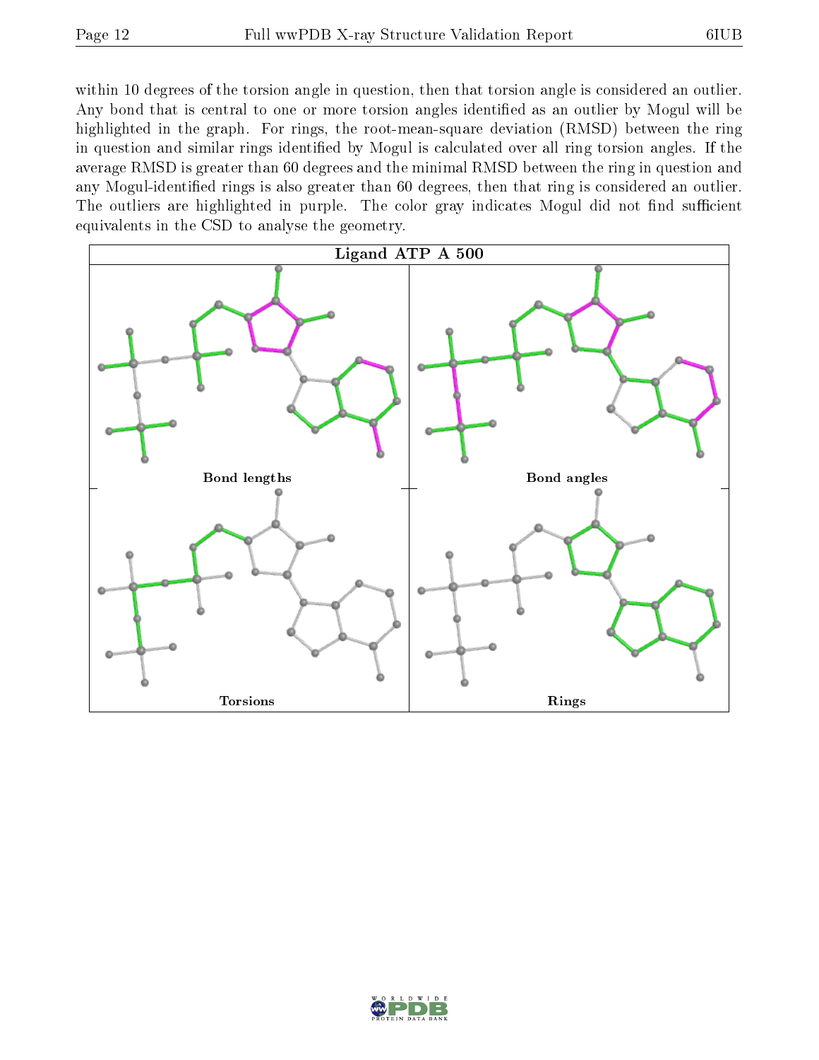within 10 degrees of the torsion angle in question, then that torsion angle is considered an outlier. Any bond that is central to one or more torsion angles identified as an outlier by Mogul will be highlighted in the graph. For rings, the root-mean-square deviation (RMSD) between the ring in question and similar rings identified by Mogul is calculated over all ring torsion angles. If the average RMSD is greater than 60 degrees and the minimal RMSD between the ring in question and any Mogul-identified rings is also greater than 60 degrees, then that ring is considered an outlier. The outliers are highlighted in purple. The color gray indicates Mogul did not find sufficient equivalents in the CSD to analyse the geometry.

**Ligand ATP A 500**

Bond lengths

Bond angles

Torsions

Rings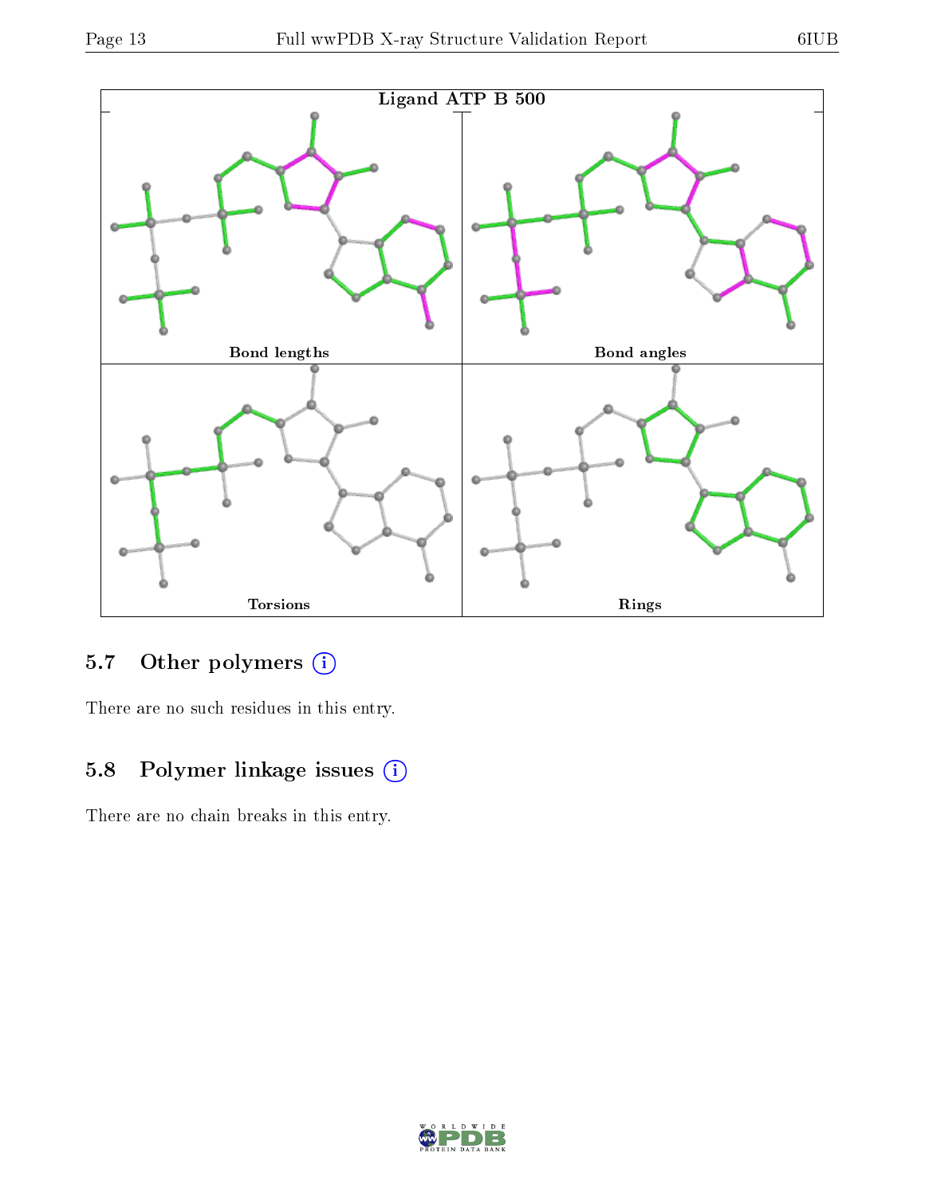Ligand ATP B 500

Bond lengths

Bond angles

Torsions

Rings

## 5.7 Other polymers (i)

There are no such residues in this entry.

## 5.8 Polymer linkage issues (i)

There are no chain breaks in this entry.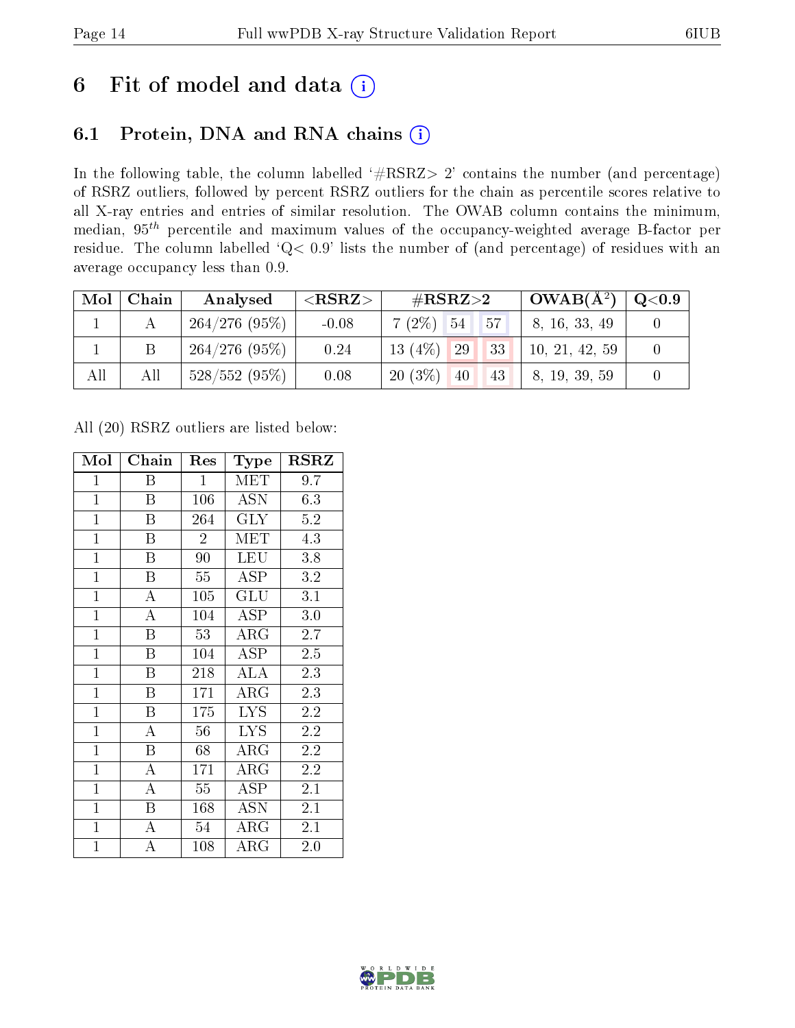# 6 Fit of model and data (i)

## 6.1 Protein, DNA and RNA chains (i)

In the following table, the column labelled '#RSRZ> 2' contains the number (and percentage) of RSRZ outliers, followed by percent RSRZ outliers for the chain as percentile scores relative to all X-ray entries and entries of similar resolution. The OWAB column contains the minimum, median, $95^{th}$ percentile and maximum values of the occupancy-weighted average B-factor per residue. The column labelled 'Q< 0.9' lists the number of (and percentage) of residues with an average occupancy less than 0.9.

| Mol | Chain | Analysed | <RSRZ> | #RSRZ>2 | | | OWAB(Å$^2$) | Q<0.9 |
|---|---|---|---|---|---|---|---|---|
| 1 | A | 264/276 (95%) | -0.08 | 7 (2%) | 54 | 57 | 8, 16, 33, 49 | 0 |
| 1 | B | 264/276 (95%) | 0.24 | 13 (4%) | 29 | 33 | 10, 21, 42, 59 | 0 |
| All | All | 528/552 (95%) | 0.08 | 20 (3%) | 40 | 43 | 8, 19, 39, 59 | 0 |

All (20) RSRZ outliers are listed below:

| Mol | Chain | Res | Type | RSRZ |
|---|---|---|---|---|
| 1 | B | 1 | MET | 9.7 |
| 1 | B | 106 | ASN | 6.3 |
| 1 | B | 264 | GLY | 5.2 |
| 1 | B | 2 | MET | 4.3 |
| 1 | B | 90 | LEU | 3.8 |
| 1 | B | 55 | ASP | 3.2 |
| 1 | A | 105 | GLU | 3.1 |
| 1 | A | 104 | ASP | 3.0 |
| 1 | B | 53 | ARG | 2.7 |
| 1 | B | 104 | ASP | 2.5 |
| 1 | B | 218 | ALA | 2.3 |
| 1 | B | 171 | ARG | 2.3 |
| 1 | B | 175 | LYS | 2.2 |
| 1 | A | 56 | LYS | 2.2 |
| 1 | B | 68 | ARG | 2.2 |
| 1 | A | 171 | ARG | 2.2 |
| 1 | A | 55 | ASP | 2.1 |
| 1 | B | 168 | ASN | 2.1 |
| 1 | A | 54 | ARG | 2.1 |
| 1 | A | 108 | ARG | 2.0 |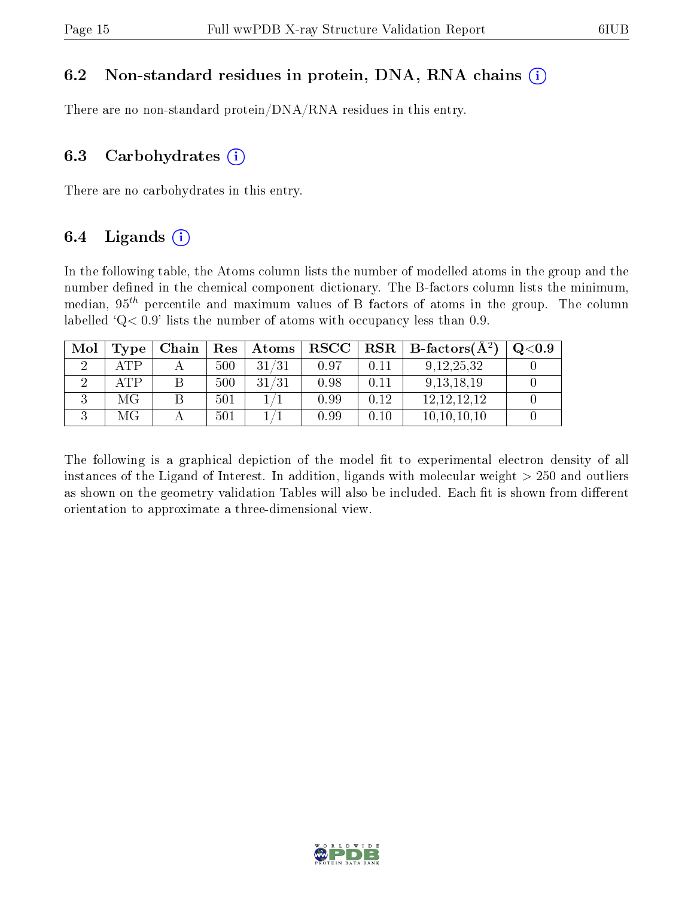### 6.2 Non-standard residues in protein, DNA, RNA chains

There are no non-standard protein/DNA/RNA residues in this entry.

### 6.3 Carbohydrates

There are no carbohydrates in this entry.

### 6.4 Ligands

In the following table, the Atoms column lists the number of modelled atoms in the group and the number defined in the chemical component dictionary. The B-factors column lists the minimum, median, $95^{th}$ percentile and maximum values of B factors of atoms in the group. The column labelled 'Q< 0.9' lists the number of atoms with occupancy less than 0.9.

| Mol | Type | Chain | Res | Atoms | RSCC | RSR | B-factors($\AA^2$) | Q<0.9 |
|---|---|---|---|---|---|---|---|---|
| 2 | ATP | A | 500 | 31/31 | 0.97 | 0.11 | 9,12,25,32 | 0 |
| 2 | ATP | B | 500 | 31/31 | 0.98 | 0.11 | 9,13,18,19 | 0 |
| 3 | MG | B | 501 | 1/1 | 0.99 | 0.12 | 12,12,12,12 | 0 |
| 3 | MG | A | 501 | 1/1 | 0.99 | 0.10 | 10,10,10,10 | 0 |

The following is a graphical depiction of the model fit to experimental electron density of all instances of the Ligand of Interest. In addition, ligands with molecular weight > 250 and outliers as shown on the geometry validation Tables will also be included. Each fit is shown from different orientation to approximate a three-dimensional view.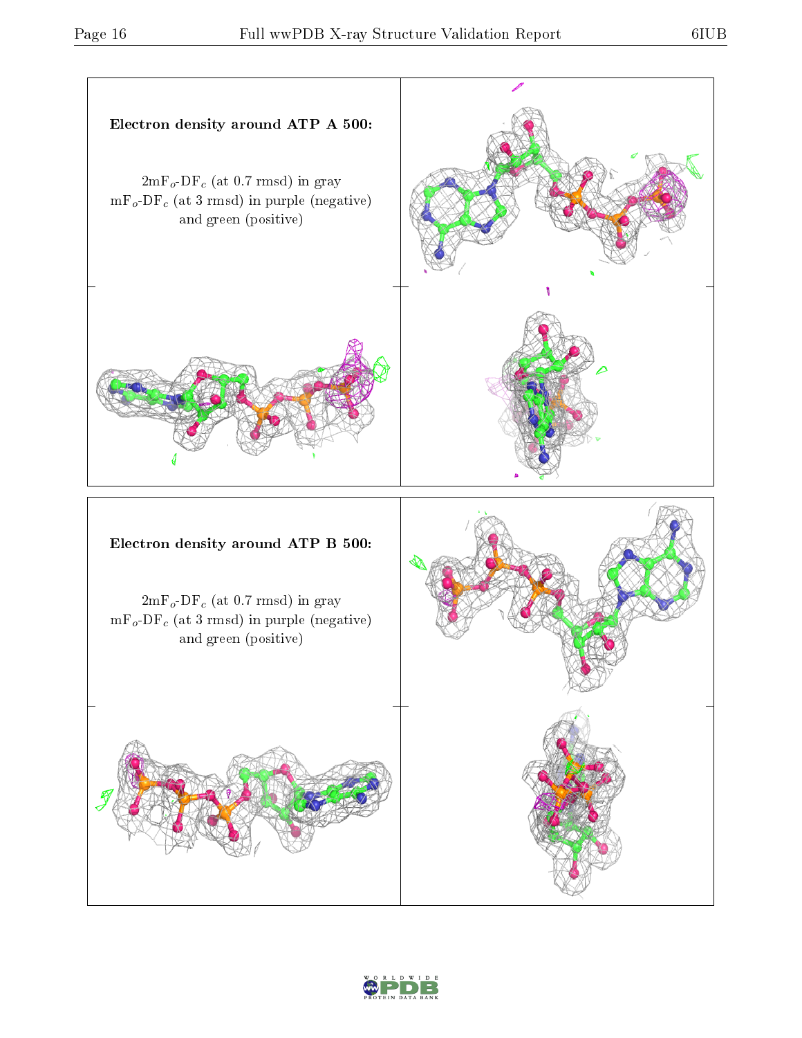**Electron density around ATP A 500:**

$2mF_o$-$DF_c$ (at 0.7 rmsd) in gray
$mF_o$-$DF_c$ (at 3 rmsd) in purple (negative) and green (positive)

**Electron density around ATP B 500:**

$2mF_o$-$DF_c$ (at 0.7 rmsd) in gray
$mF_o$-$DF_c$ (at 3 rmsd) in purple (negative) and green (positive)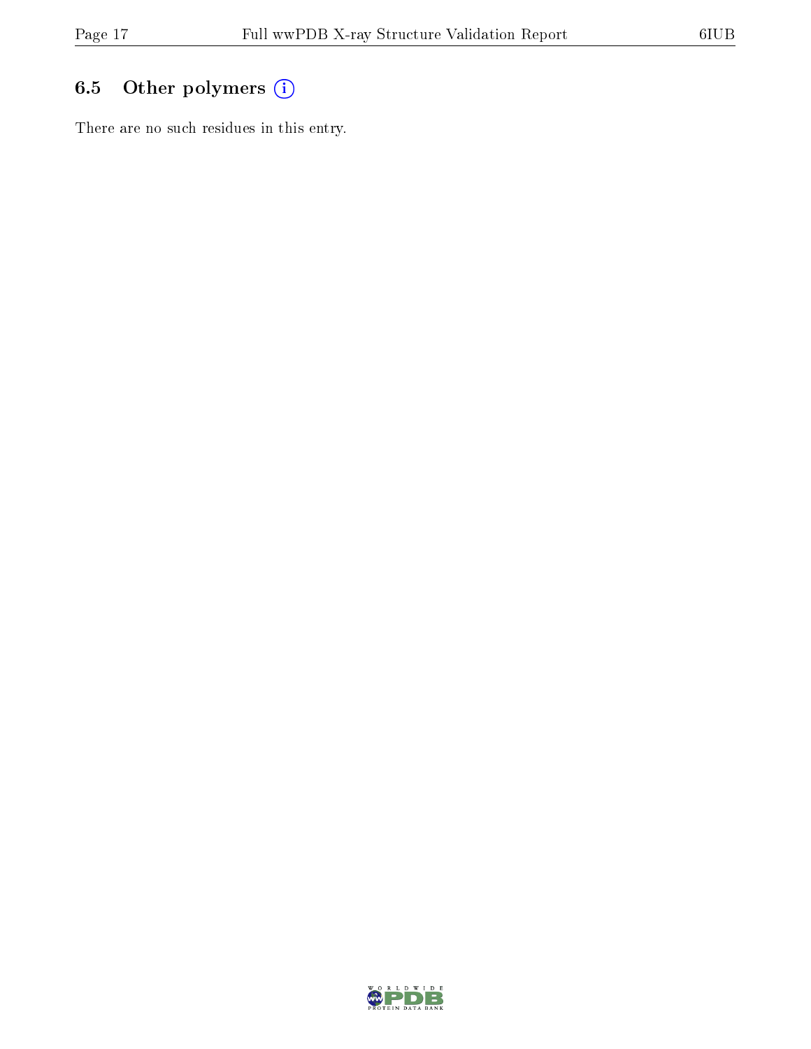### 6.5 Other polymers

There are no such residues in this entry.